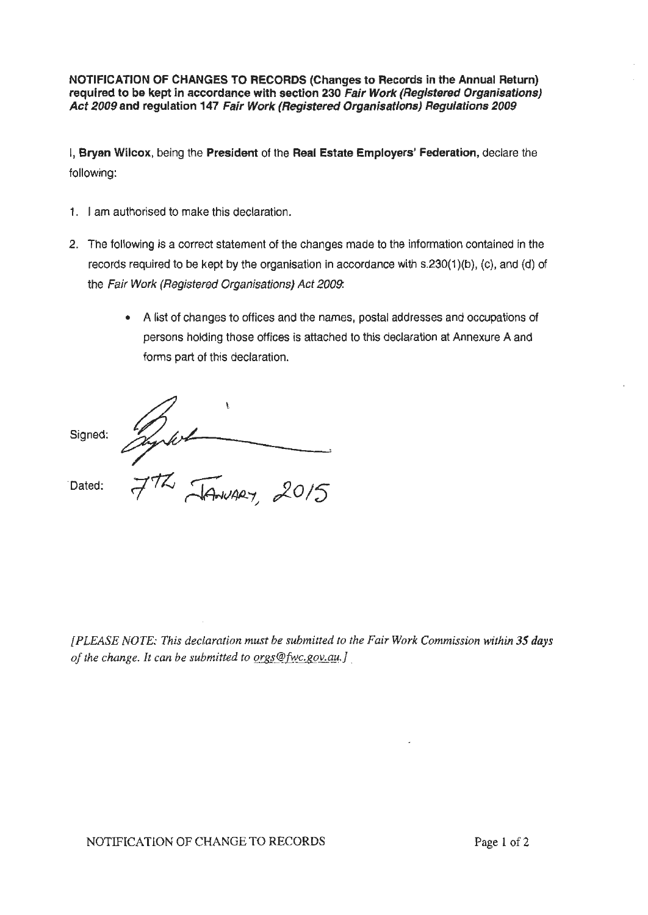**NOTIFICATION OF CHANGES TO RECORDS (Changes to Records in the Annual Return) required to be kept in accordance with section 230 *Fair Work (Registered Organisations) Act 2009* and regulation 147 *Fair Work (Registered Organisations) Regulations 2009***

I, **Bryan Wilcox**, being the **President** of the **Real Estate Employers' Federation,** declare the following:

1. I am authorised to make this declaration.

2. The following is a correct statement of the changes made to the information contained in the records required to be kept by the organisation in accordance with s.230(1)(b), (c), and (d) of the *Fair Work (Registered Organisations) Act 2009*:

   - A list of changes to offices and the names, postal addresses and occupations of persons holding those offices is attached to this declaration at Annexure A and forms part of this declaration.

Signed:

Dated: 7th January, 2015

*[PLEASE NOTE: This declaration must be submitted to the Fair Work Commission within 35 days of the change. It can be submitted to orgs@fwc.gov.au.]*

NOTIFICATION OF CHANGE TO RECORDS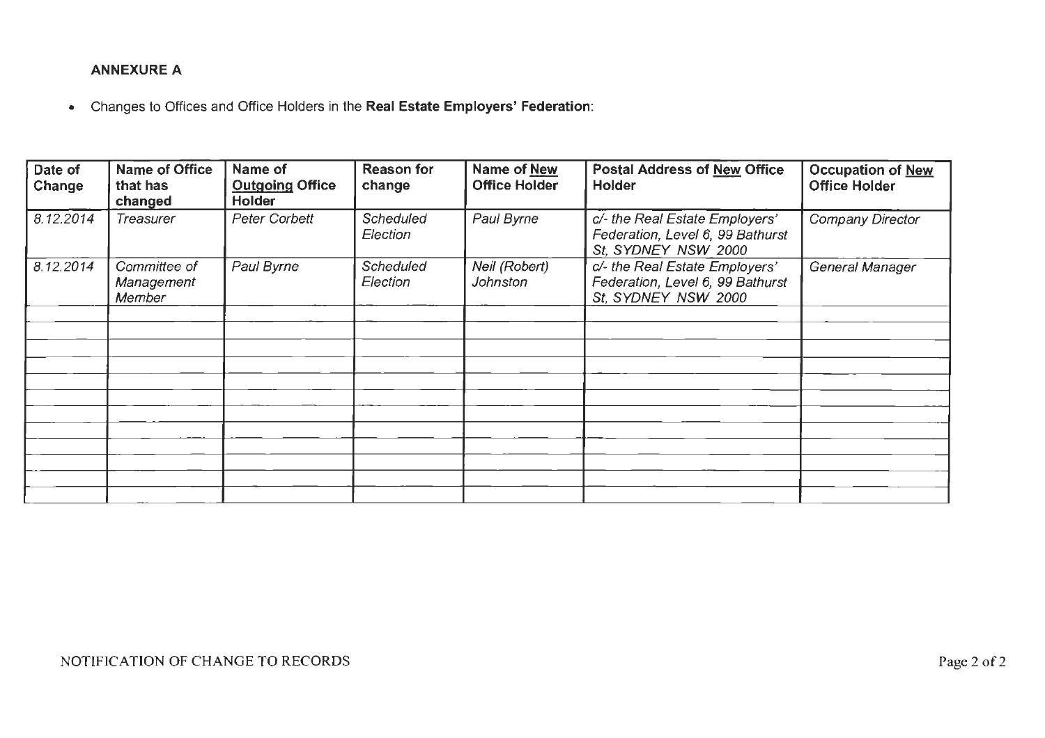**ANNEXURE A**

- Changes to Offices and Office Holders in the **Real Estate Employers' Federation**:

| Date of Change | Name of Office that has changed | Name of Outgoing Office Holder | Reason for change | Name of New Office Holder | Postal Address of New Office Holder | Occupation of New Office Holder |
|---|---|---|---|---|---|---|
| *8.12.2014* | *Treasurer* | *Peter Corbett* | *Scheduled Election* | *Paul Byrne* | *c/- the Real Estate Employers' Federation, Level 6, 99 Bathurst St, SYDNEY NSW 2000* | *Company Director* |
| *8.12.2014* | *Committee of Management Member* | *Paul Byrne* | *Scheduled Election* | *Neil (Robert) Johnston* | *c/- the Real Estate Employers' Federation, Level 6, 99 Bathurst St, SYDNEY NSW 2000* | *General Manager* |
| | | | | | | |
| | | | | | | |
| | | | | | | |
| | | | | | | |
| | | | | | | |
| | | | | | | |
| | | | | | | |
| | | | | | | |
| | | | | | | |
| | | | | | | |
| | | | | | | |

NOTIFICATION OF CHANGE TO RECORDS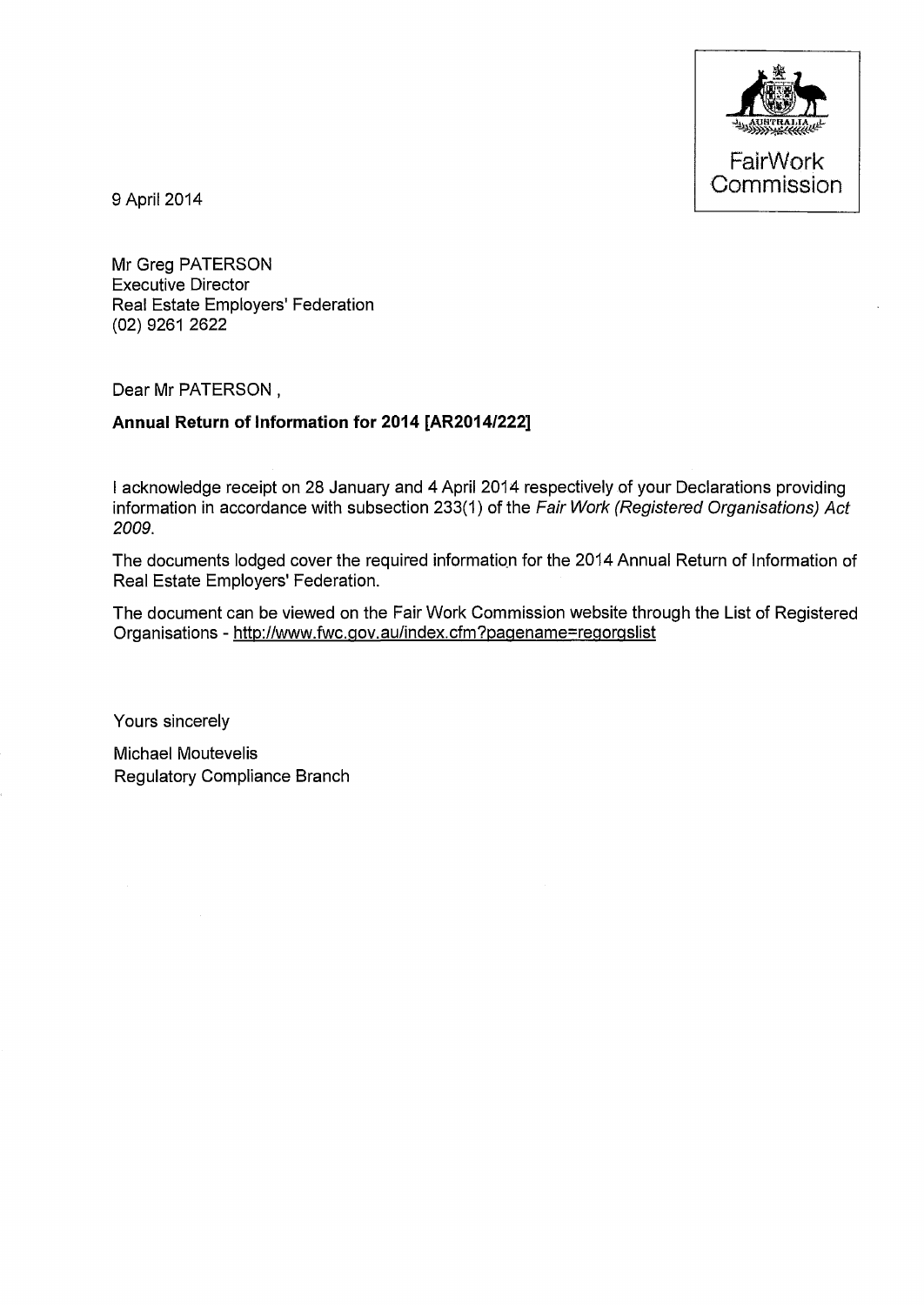FairWork Commission

9 April 2014

Mr Greg PATERSON
Executive Director
Real Estate Employers' Federation
(02) 9261 2622

Dear Mr PATERSON ,

**Annual Return of Information for 2014 [AR2014/222]**

I acknowledge receipt on 28 January and 4 April 2014 respectively of your Declarations providing information in accordance with subsection 233(1) of the *Fair Work (Registered Organisations) Act 2009*.

The documents lodged cover the required information for the 2014 Annual Return of Information of Real Estate Employers' Federation.

The document can be viewed on the Fair Work Commission website through the List of Registered Organisations - http://www.fwc.gov.au/index.cfm?pagename=regorgslist

Yours sincerely

Michael Moutevelis
Regulatory Compliance Branch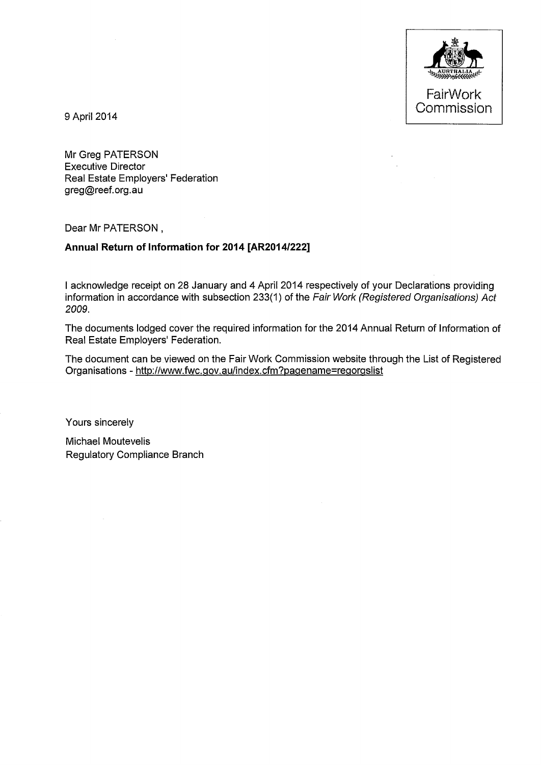FairWork Commission

9 April 2014

Mr Greg PATERSON
Executive Director
Real Estate Employers' Federation
greg@reef.org.au

Dear Mr PATERSON ,

**Annual Return of Information for 2014 [AR2014/222]**

I acknowledge receipt on 28 January and 4 April 2014 respectively of your Declarations providing information in accordance with subsection 233(1) of the *Fair Work (Registered Organisations) Act 2009*.

The documents lodged cover the required information for the 2014 Annual Return of Information of Real Estate Employers' Federation.

The document can be viewed on the Fair Work Commission website through the List of Registered Organisations - http://www.fwc.gov.au/index.cfm?pagename=regorgslist

Yours sincerely

Michael Moutevelis
Regulatory Compliance Branch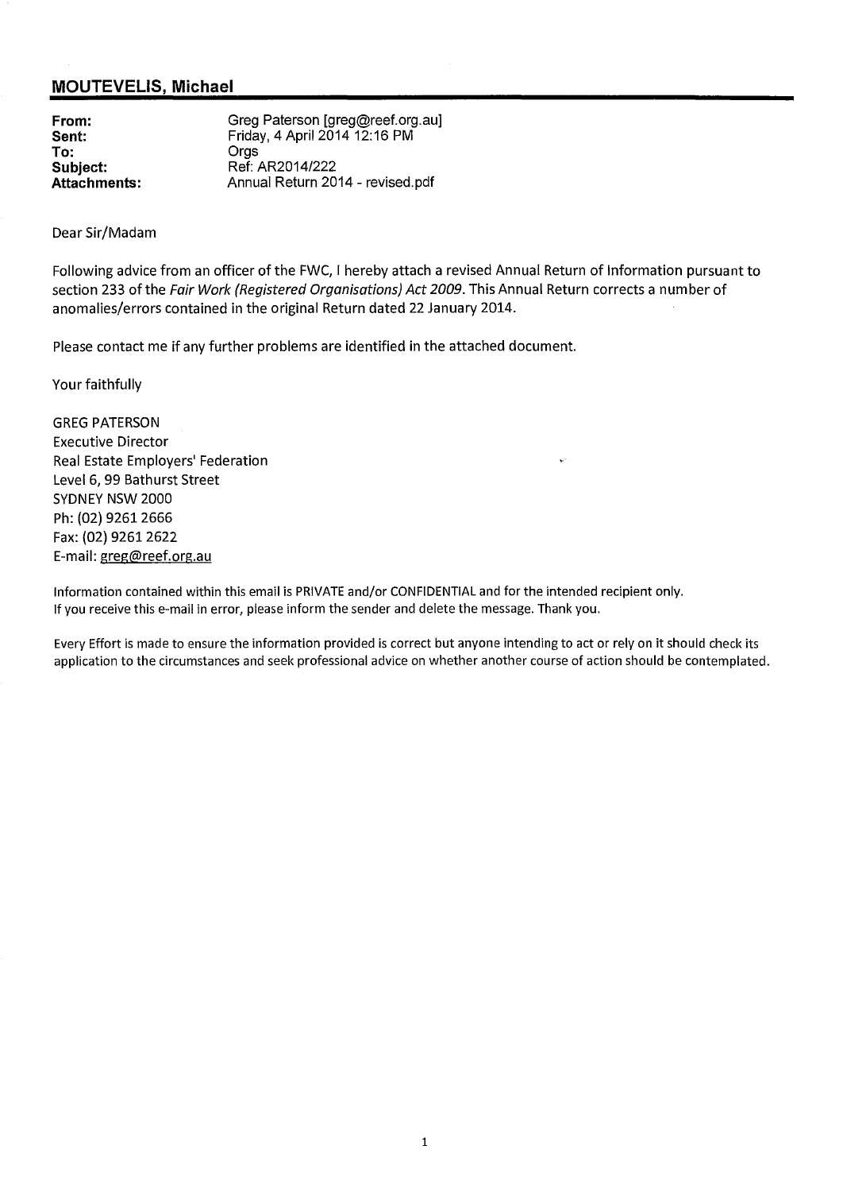## MOUTEVELIS, Michael

**From:** Greg Paterson [greg@reef.org.au]
**Sent:** Friday, 4 April 2014 12:16 PM
**To:** Orgs
**Subject:** Ref: AR2014/222
**Attachments:** Annual Return 2014 - revised.pdf

Dear Sir/Madam

Following advice from an officer of the FWC, I hereby attach a revised Annual Return of Information pursuant to section 233 of the *Fair Work (Registered Organisations) Act 2009*. This Annual Return corrects a number of anomalies/errors contained in the original Return dated 22 January 2014.

Please contact me if any further problems are identified in the attached document.

Your faithfully

GREG PATERSON
Executive Director
Real Estate Employers' Federation
Level 6, 99 Bathurst Street
SYDNEY NSW 2000
Ph: (02) 9261 2666
Fax: (02) 9261 2622
E-mail: greg@reef.org.au

Information contained within this email is PRIVATE and/or CONFIDENTIAL and for the intended recipient only.
If you receive this e-mail in error, please inform the sender and delete the message. Thank you.

Every Effort is made to ensure the information provided is correct but anyone intending to act or rely on it should check its application to the circumstances and seek professional advice on whether another course of action should be contemplated.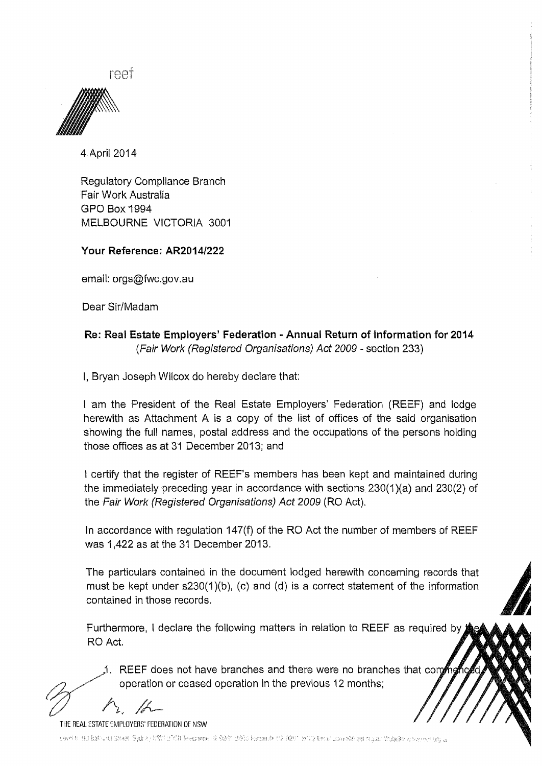reef

4 April 2014

Regulatory Compliance Branch
Fair Work Australia
GPO Box 1994
MELBOURNE VICTORIA 3001

**Your Reference: AR2014/222**

email: orgs@fwc.gov.au

Dear Sir/Madam

**Re: Real Estate Employers' Federation - Annual Return of Information for 2014**
*(Fair Work (Registered Organisations) Act 2009 - section 233)*

I, Bryan Joseph Wilcox do hereby declare that:

I am the President of the Real Estate Employers' Federation (REEF) and lodge herewith as Attachment A is a copy of the list of offices of the said organisation showing the full names, postal address and the occupations of the persons holding those offices as at 31 December 2013; and

I certify that the register of REEF's members has been kept and maintained during the immediately preceding year in accordance with sections 230(1)(a) and 230(2) of the *Fair Work (Registered Organisations) Act 2009* (RO Act).

In accordance with regulation 147(f) of the RO Act the number of members of REEF was 1,422 as at the 31 December 2013.

The particulars contained in the document lodged herewith concerning records that must be kept under s230(1)(b), (c) and (d) is a correct statement of the information contained in those records.

Furthermore, I declare the following matters in relation to REEF as required by the RO Act.

1. REEF does not have branches and there were no branches that commenced operation or ceased operation in the previous 12 months;

THE REAL ESTATE EMPLOYERS' FEDERATION OF NSW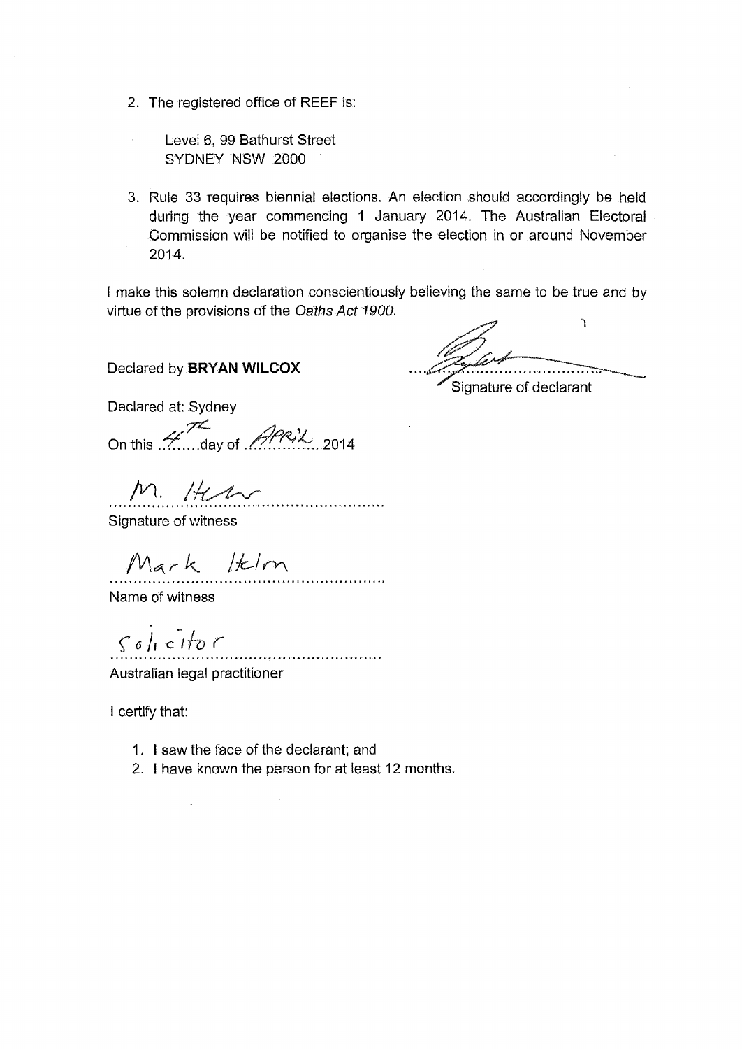2. The registered office of REEF is:

   Level 6, 99 Bathurst Street
   SYDNEY NSW 2000

3. Rule 33 requires biennial elections. An election should accordingly be held during the year commencing 1 January 2014. The Australian Electoral Commission will be notified to organise the election in or around November 2014.

I make this solemn declaration conscientiously believing the same to be true and by virtue of the provisions of the *Oaths Act 1900*.

Declared by **BRYAN WILCOX**

........................................
Signature of declarant

Declared at: Sydney

On this 4th day of April 2014

M. Helm
........................................
Signature of witness

Mark Helm
........................................
Name of witness

Solicitor
........................................
Australian legal practitioner

I certify that:

1. I saw the face of the declarant; and
2. I have known the person for at least 12 months.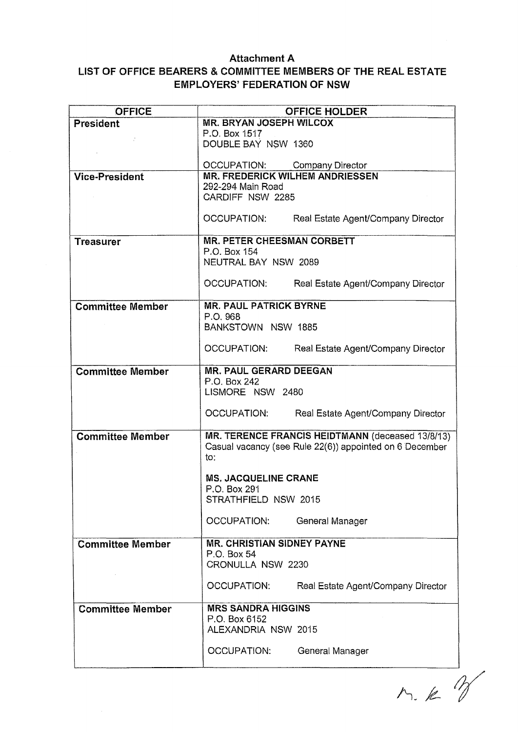**Attachment A**

**LIST OF OFFICE BEARERS & COMMITTEE MEMBERS OF THE REAL ESTATE EMPLOYERS' FEDERATION OF NSW**

| OFFICE | OFFICE HOLDER |
|---|---|
| **President** | **MR. BRYAN JOSEPH WILCOX**<br>P.O. Box 1517<br>DOUBLE BAY NSW 1360<br><br>OCCUPATION: Company Director |
| **Vice-President** | **MR. FREDERICK WILHEM ANDRIESSEN**<br>292-294 Main Road<br>CARDIFF NSW 2285<br><br>OCCUPATION: Real Estate Agent/Company Director |
| **Treasurer** | **MR. PETER CHEESMAN CORBETT**<br>P.O. Box 154<br>NEUTRAL BAY NSW 2089<br><br>OCCUPATION: Real Estate Agent/Company Director |
| **Committee Member** | **MR. PAUL PATRICK BYRNE**<br>P.O. 968<br>BANKSTOWN NSW 1885<br><br>OCCUPATION: Real Estate Agent/Company Director |
| **Committee Member** | **MR. PAUL GERARD DEEGAN**<br>P.O. Box 242<br>LISMORE NSW 2480<br><br>OCCUPATION: Real Estate Agent/Company Director |
| **Committee Member** | **MR. TERENCE FRANCIS HEIDTMANN** (deceased 13/8/13)<br>Casual vacancy (see Rule 22(6)) appointed on 6 December to:<br><br>**MS. JACQUELINE CRANE**<br>P.O. Box 291<br>STRATHFIELD NSW 2015<br><br>OCCUPATION: General Manager |
| **Committee Member** | **MR. CHRISTIAN SIDNEY PAYNE**<br>P.O. Box 54<br>CRONULLA NSW 2230<br><br>OCCUPATION: Real Estate Agent/Company Director |
| **Committee Member** | **MRS SANDRA HIGGINS**<br>P.O. Box 6152<br>ALEXANDRIA NSW 2015<br><br>OCCUPATION: General Manager |